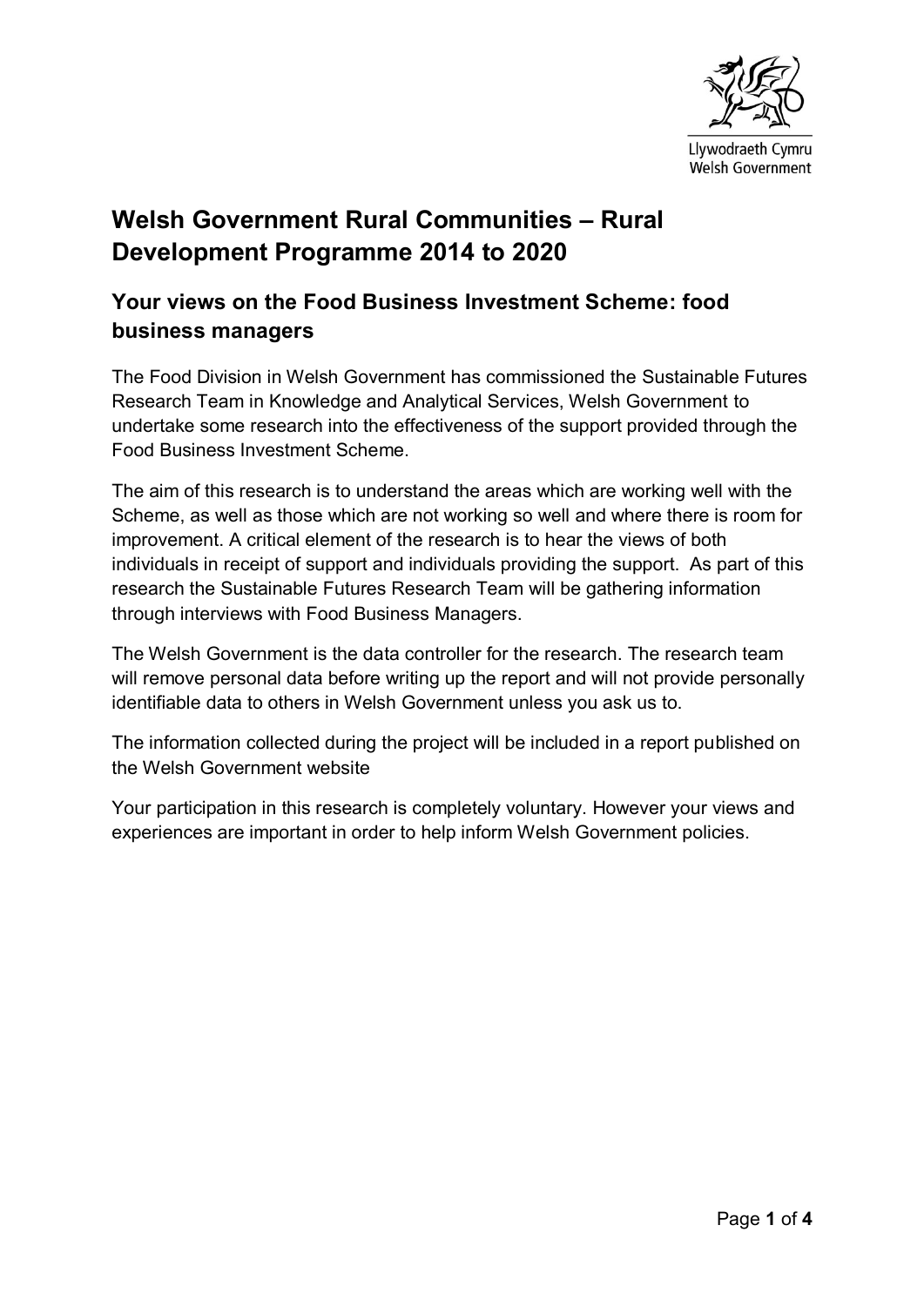# Welsh Government Rural Communities – Rural Development Programme 2014 to 2020

## Your views on the Food Business Investment Scheme: food business managers

The Food Division in Welsh Government has commissioned the Sustainable Futures Research Team in Knowledge and Analytical Services, Welsh Government to undertake some research into the effectiveness of the support provided through the Food Business Investment Scheme.

The aim of this research is to understand the areas which are working well with the Scheme, as well as those which are not working so well and where there is room for improvement. A critical element of the research is to hear the views of both individuals in receipt of support and individuals providing the support. As part of this research the Sustainable Futures Research Team will be gathering information through interviews with Food Business Managers.

The Welsh Government is the data controller for the research. The research team will remove personal data before writing up the report and will not provide personally identifiable data to others in Welsh Government unless you ask us to.

The information collected during the project will be included in a report published on the Welsh Government website

Your participation in this research is completely voluntary. However your views and experiences are important in order to help inform Welsh Government policies.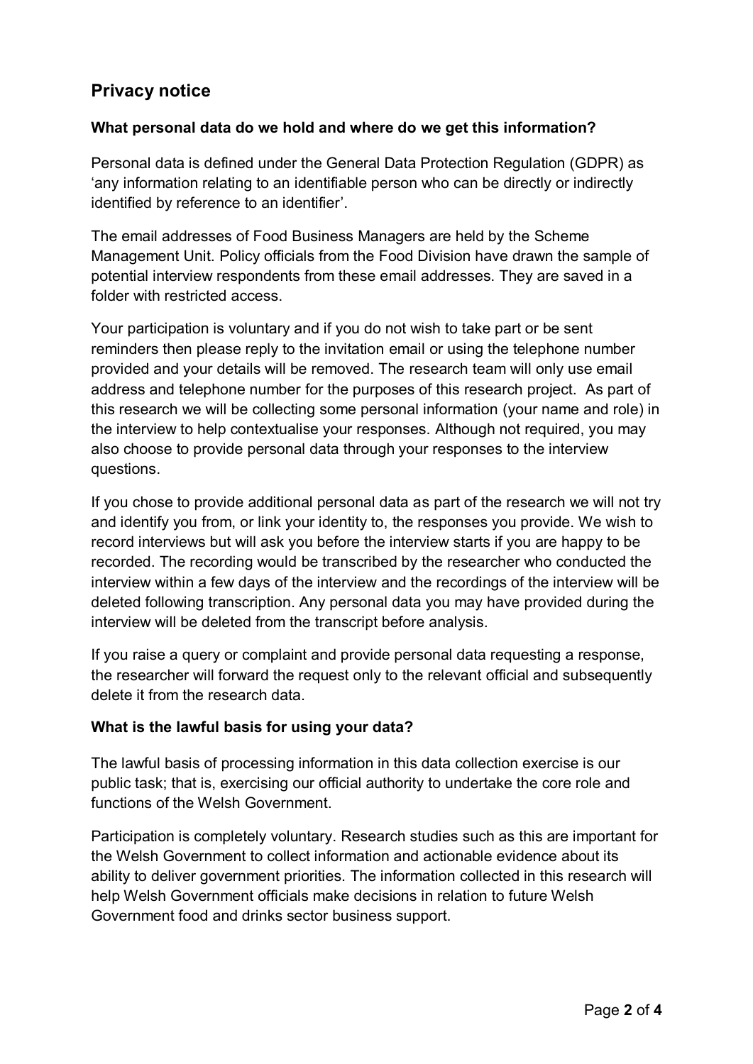## Privacy notice

### What personal data do we hold and where do we get this information?

Personal data is defined under the General Data Protection Regulation (GDPR) as 'any information relating to an identifiable person who can be directly or indirectly identified by reference to an identifier'.

The email addresses of Food Business Managers are held by the Scheme Management Unit. Policy officials from the Food Division have drawn the sample of potential interview respondents from these email addresses. They are saved in a folder with restricted access.

Your participation is voluntary and if you do not wish to take part or be sent reminders then please reply to the invitation email or using the telephone number provided and your details will be removed. The research team will only use email address and telephone number for the purposes of this research project. As part of this research we will be collecting some personal information (your name and role) in the interview to help contextualise your responses. Although not required, you may also choose to provide personal data through your responses to the interview questions.

If you chose to provide additional personal data as part of the research we will not try and identify you from, or link your identity to, the responses you provide. We wish to record interviews but will ask you before the interview starts if you are happy to be recorded. The recording would be transcribed by the researcher who conducted the interview within a few days of the interview and the recordings of the interview will be deleted following transcription. Any personal data you may have provided during the interview will be deleted from the transcript before analysis.

If you raise a query or complaint and provide personal data requesting a response, the researcher will forward the request only to the relevant official and subsequently delete it from the research data.

### What is the lawful basis for using your data?

The lawful basis of processing information in this data collection exercise is our public task; that is, exercising our official authority to undertake the core role and functions of the Welsh Government.

Participation is completely voluntary. Research studies such as this are important for the Welsh Government to collect information and actionable evidence about its ability to deliver government priorities. The information collected in this research will help Welsh Government officials make decisions in relation to future Welsh Government food and drinks sector business support.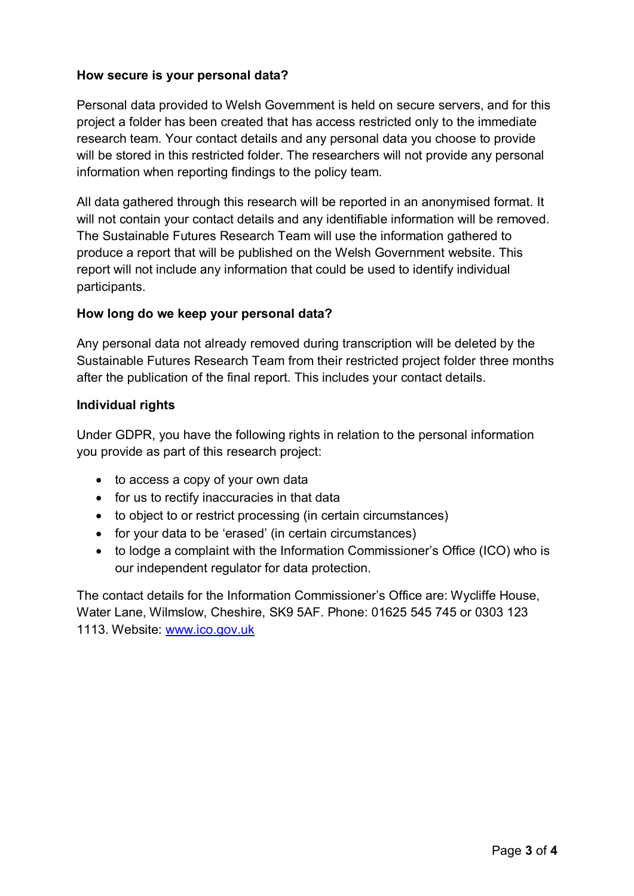**How secure is your personal data?**

Personal data provided to Welsh Government is held on secure servers, and for this project a folder has been created that has access restricted only to the immediate research team. Your contact details and any personal data you choose to provide will be stored in this restricted folder. The researchers will not provide any personal information when reporting findings to the policy team.

All data gathered through this research will be reported in an anonymised format. It will not contain your contact details and any identifiable information will be removed. The Sustainable Futures Research Team will use the information gathered to produce a report that will be published on the Welsh Government website. This report will not include any information that could be used to identify individual participants.

**How long do we keep your personal data?**

Any personal data not already removed during transcription will be deleted by the Sustainable Futures Research Team from their restricted project folder three months after the publication of the final report. This includes your contact details.

**Individual rights**

Under GDPR, you have the following rights in relation to the personal information you provide as part of this research project:

- to access a copy of your own data
- for us to rectify inaccuracies in that data
- to object to or restrict processing (in certain circumstances)
- for your data to be 'erased' (in certain circumstances)
- to lodge a complaint with the Information Commissioner's Office (ICO) who is our independent regulator for data protection.

The contact details for the Information Commissioner's Office are: Wycliffe House, Water Lane, Wilmslow, Cheshire, SK9 5AF. Phone: 01625 545 745 or 0303 123 1113. Website: [www.ico.gov.uk](http://www.ico.gov.uk)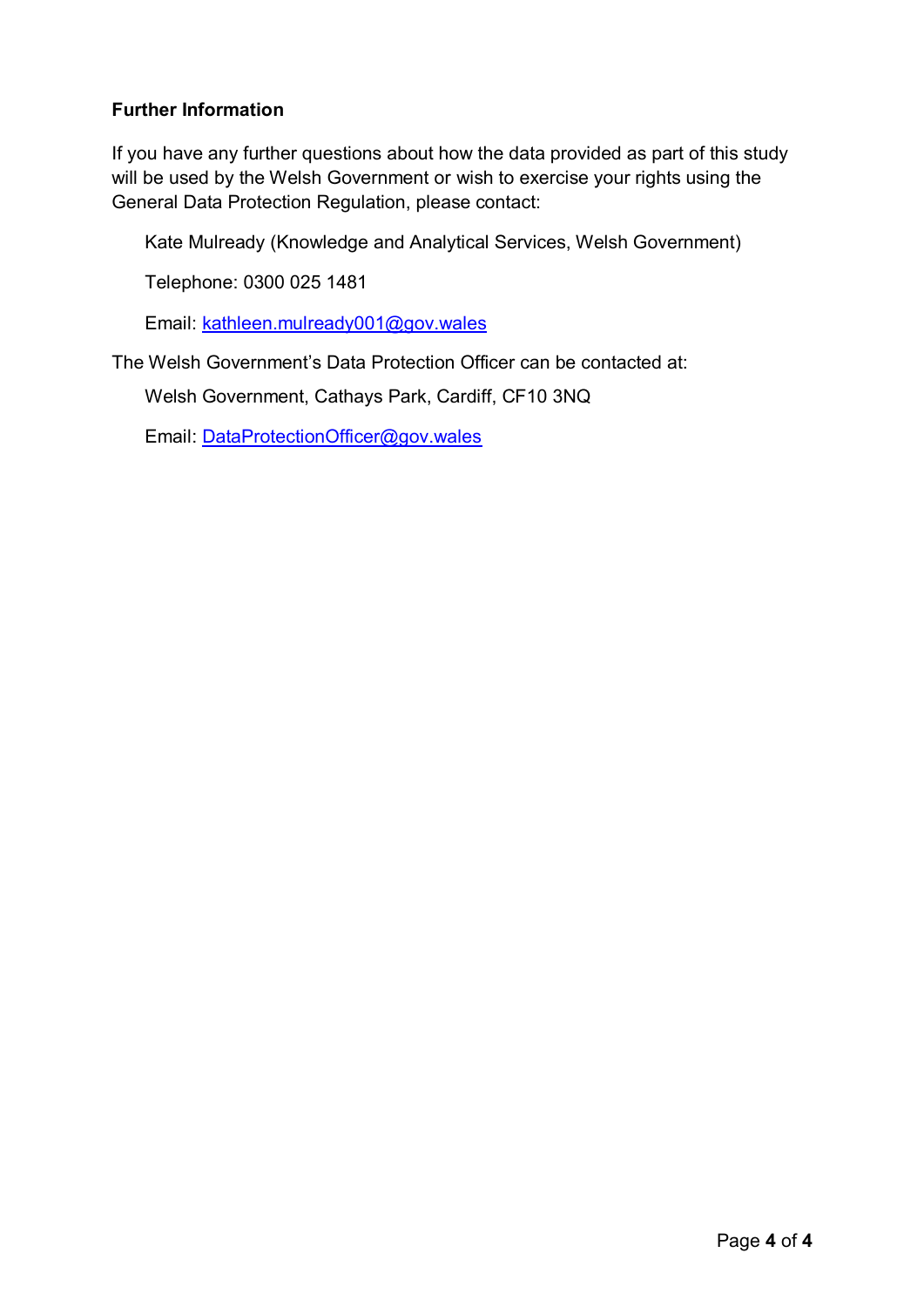**Further Information**

If you have any further questions about how the data provided as part of this study will be used by the Welsh Government or wish to exercise your rights using the General Data Protection Regulation, please contact:

Kate Mulready (Knowledge and Analytical Services, Welsh Government)

Telephone: 0300 025 1481

Email: kathleen.mulready001@gov.wales

The Welsh Government's Data Protection Officer can be contacted at:

Welsh Government, Cathays Park, Cardiff, CF10 3NQ

Email: DataProtectionOfficer@gov.wales